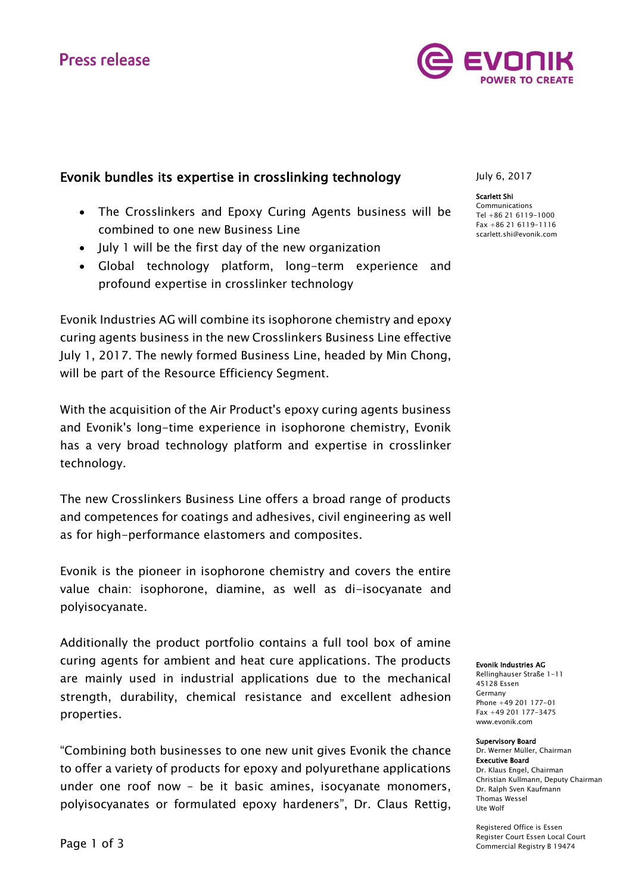Press release

# Evonik bundles its expertise in crosslinking technology

July 6, 2017

**Scarlett Shi**
Communications
Tel +86 21 6119-1000
Fax +86 21 6119-1116
scarlett.shi@evonik.com

- The Crosslinkers and Epoxy Curing Agents business will be combined to one new Business Line
- July 1 will be the first day of the new organization
- Global technology platform, long-term experience and profound expertise in crosslinker technology

Evonik Industries AG will combine its isophorone chemistry and epoxy curing agents business in the new Crosslinkers Business Line effective July 1, 2017. The newly formed Business Line, headed by Min Chong, will be part of the Resource Efficiency Segment.

With the acquisition of the Air Product's epoxy curing agents business and Evonik's long-time experience in isophorone chemistry, Evonik has a very broad technology platform and expertise in crosslinker technology.

The new Crosslinkers Business Line offers a broad range of products and competences for coatings and adhesives, civil engineering as well as for high-performance elastomers and composites.

Evonik is the pioneer in isophorone chemistry and covers the entire value chain: isophorone, diamine, as well as di-isocyanate and polyisocyanate.

Additionally the product portfolio contains a full tool box of amine curing agents for ambient and heat cure applications. The products are mainly used in industrial applications due to the mechanical strength, durability, chemical resistance and excellent adhesion properties.

"Combining both businesses to one new unit gives Evonik the chance to offer a variety of products for epoxy and polyurethane applications under one roof now – be it basic amines, isocyanate monomers, polyisocyanates or formulated epoxy hardeners", Dr. Claus Rettig,

**Evonik Industries AG**
Rellinghauser Straße 1-11
45128 Essen
Germany
Phone +49 201 177-01
Fax +49 201 177-3475
www.evonik.com

**Supervisory Board**
Dr. Werner Müller, Chairman
**Executive Board**
Dr. Klaus Engel, Chairman
Christian Kullmann, Deputy Chairman
Dr. Ralph Sven Kaufmann
Thomas Wessel
Ute Wolf

Registered Office is Essen
Register Court Essen Local Court
Commercial Registry B 19474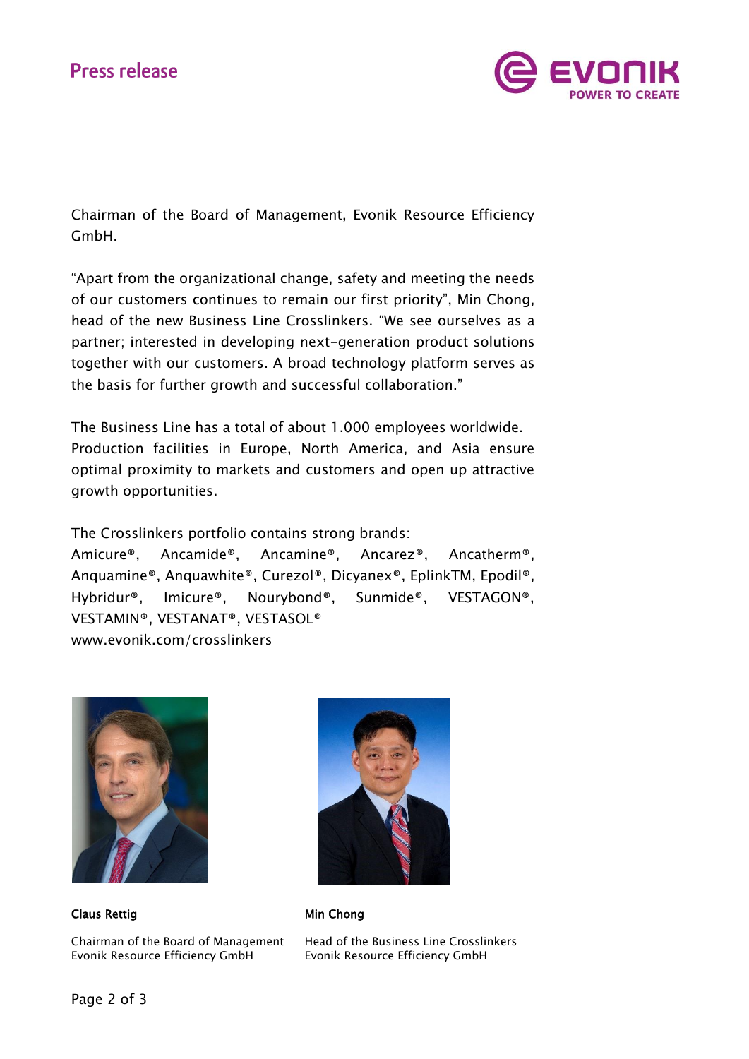Chairman of the Board of Management, Evonik Resource Efficiency GmbH.

"Apart from the organizational change, safety and meeting the needs of our customers continues to remain our first priority", Min Chong, head of the new Business Line Crosslinkers. "We see ourselves as a partner; interested in developing next-generation product solutions together with our customers. A broad technology platform serves as the basis for further growth and successful collaboration."

The Business Line has a total of about 1.000 employees worldwide. Production facilities in Europe, North America, and Asia ensure optimal proximity to markets and customers and open up attractive growth opportunities.

The Crosslinkers portfolio contains strong brands:
Amicure®, Ancamide®, Ancamine®, Ancarez®, Ancatherm®, Anquamine®, Anquawhite®, Curezol®, Dicyanex®, EplinkTM, Epodil®, Hybridur®, Imicure®, Nourybond®, Sunmide®, VESTAGON®, VESTAMIN®, VESTANAT®, VESTASOL®
www.evonik.com/crosslinkers

**Claus Rettig**

Chairman of the Board of Management
Evonik Resource Efficiency GmbH

**Min Chong**

Head of the Business Line Crosslinkers
Evonik Resource Efficiency GmbH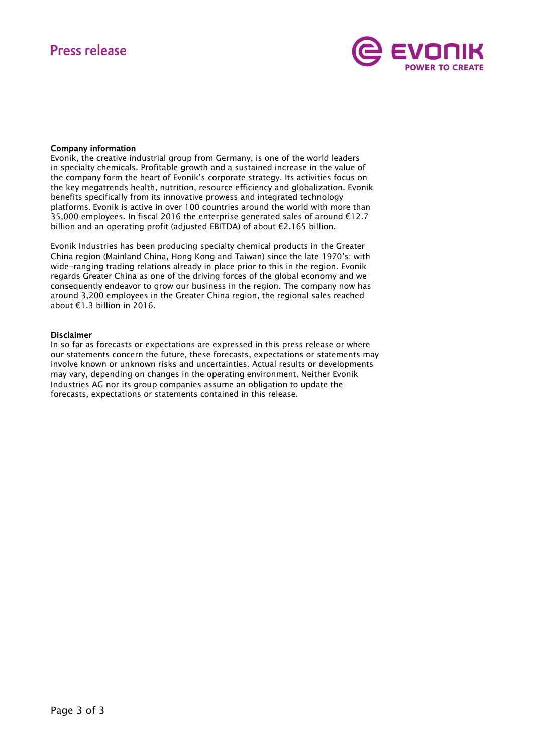**Company information**

Evonik, the creative industrial group from Germany, is one of the world leaders in specialty chemicals. Profitable growth and a sustained increase in the value of the company form the heart of Evonik's corporate strategy. Its activities focus on the key megatrends health, nutrition, resource efficiency and globalization. Evonik benefits specifically from its innovative prowess and integrated technology platforms. Evonik is active in over 100 countries around the world with more than 35,000 employees. In fiscal 2016 the enterprise generated sales of around €12.7 billion and an operating profit (adjusted EBITDA) of about €2.165 billion.

Evonik Industries has been producing specialty chemical products in the Greater China region (Mainland China, Hong Kong and Taiwan) since the late 1970's; with wide-ranging trading relations already in place prior to this in the region. Evonik regards Greater China as one of the driving forces of the global economy and we consequently endeavor to grow our business in the region. The company now has around 3,200 employees in the Greater China region, the regional sales reached about €1.3 billion in 2016.

**Disclaimer**

In so far as forecasts or expectations are expressed in this press release or where our statements concern the future, these forecasts, expectations or statements may involve known or unknown risks and uncertainties. Actual results or developments may vary, depending on changes in the operating environment. Neither Evonik Industries AG nor its group companies assume an obligation to update the forecasts, expectations or statements contained in this release.